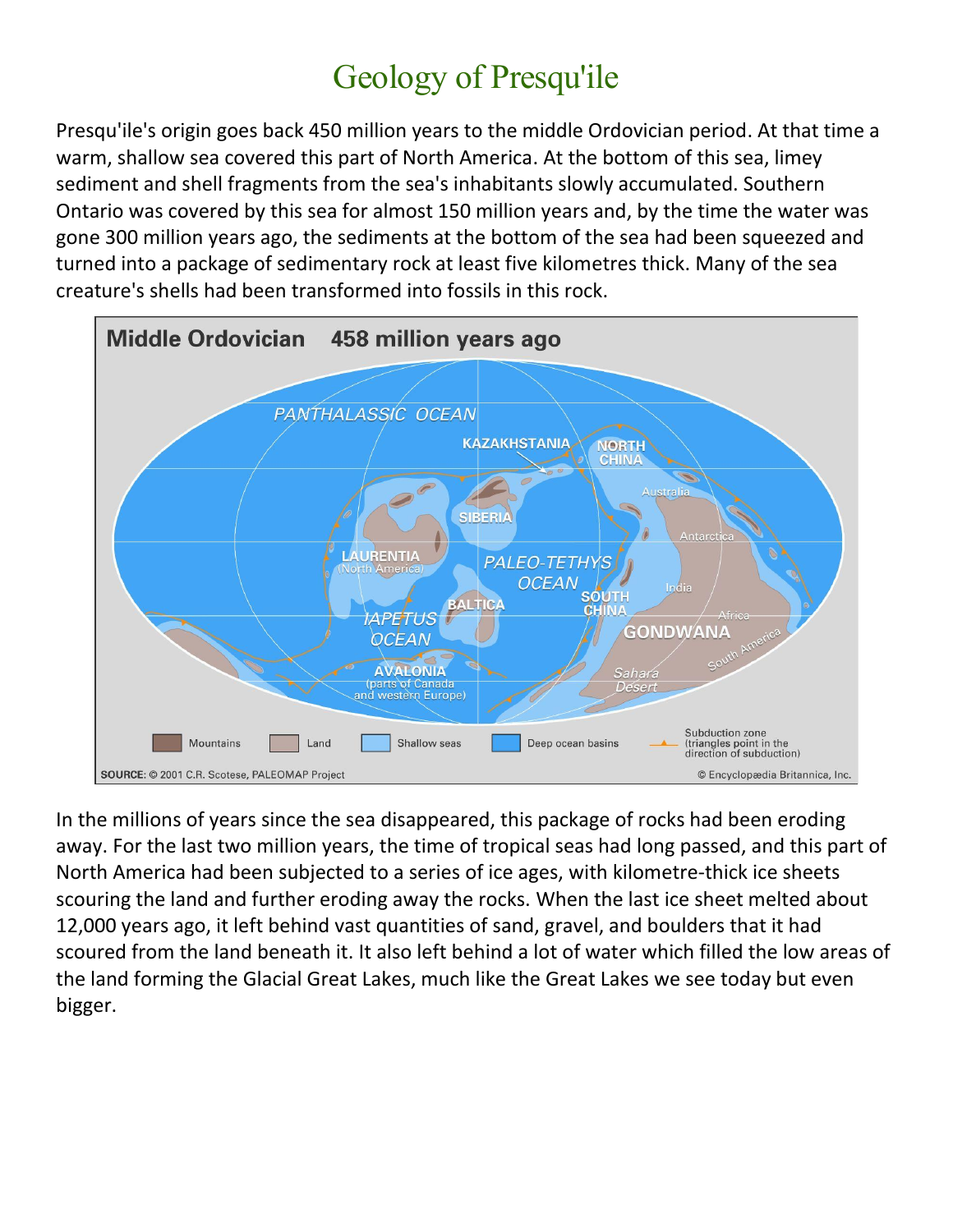# Geology of Presqu'ile

Presqu'ile's origin goes back 450 million years to the middle Ordovician period. At that time a warm, shallow sea covered this part of North America. At the bottom of this sea, limey sediment and shell fragments from the sea's inhabitants slowly accumulated. Southern Ontario was covered by this sea for almost 150 million years and, by the time the water was gone 300 million years ago, the sediments at the bottom of the sea had been squeezed and turned into a package of sedimentary rock at least five kilometres thick. Many of the sea creature's shells had been transformed into fossils in this rock.

In the millions of years since the sea disappeared, this package of rocks had been eroding away. For the last two million years, the time of tropical seas had long passed, and this part of North America had been subjected to a series of ice ages, with kilometre-thick ice sheets scouring the land and further eroding away the rocks. When the last ice sheet melted about 12,000 years ago, it left behind vast quantities of sand, gravel, and boulders that it had scoured from the land beneath it. It also left behind a lot of water which filled the low areas of the land forming the Glacial Great Lakes, much like the Great Lakes we see today but even bigger.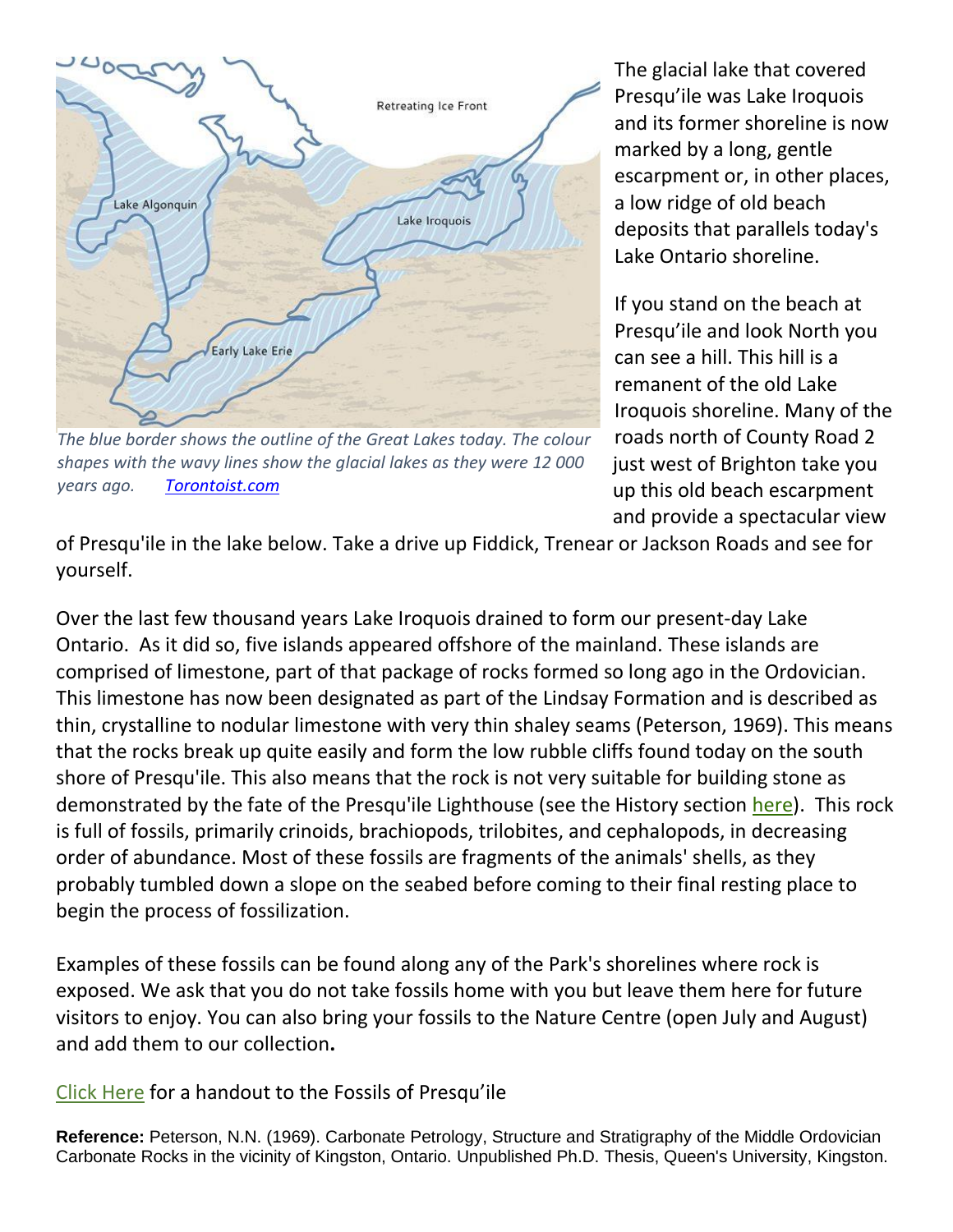Retreating Ice Front

Lake Algonquin

Lake Iroquois

Early Lake Erie

*The blue border shows the outline of the Great Lakes today. The colour shapes with the wavy lines show the glacial lakes as they were 12 000 years ago.* [Torontoist.com](Torontoist.com)

The glacial lake that covered Presqu'ile was Lake Iroquois and its former shoreline is now marked by a long, gentle escarpment or, in other places, a low ridge of old beach deposits that parallels today's Lake Ontario shoreline.

If you stand on the beach at Presqu'ile and look North you can see a hill. This hill is a remanent of the old Lake Iroquois shoreline. Many of the roads north of County Road 2 just west of Brighton take you up this old beach escarpment and provide a spectacular view of Presqu'ile in the lake below. Take a drive up Fiddick, Trenear or Jackson Roads and see for yourself.

Over the last few thousand years Lake Iroquois drained to form our present-day Lake Ontario. As it did so, five islands appeared offshore of the mainland. These islands are comprised of limestone, part of that package of rocks formed so long ago in the Ordovician. This limestone has now been designated as part of the Lindsay Formation and is described as thin, crystalline to nodular limestone with very thin shaley seams (Peterson, 1969). This means that the rocks break up quite easily and form the low rubble cliffs found today on the south shore of Presqu'ile. This also means that the rock is not very suitable for building stone as demonstrated by the fate of the Presqu'ile Lighthouse (see the History section here). This rock is full of fossils, primarily crinoids, brachiopods, trilobites, and cephalopods, in decreasing order of abundance. Most of these fossils are fragments of the animals' shells, as they probably tumbled down a slope on the seabed before coming to their final resting place to begin the process of fossilization.

Examples of these fossils can be found along any of the Park's shorelines where rock is exposed. We ask that you do not take fossils home with you but leave them here for future visitors to enjoy. You can also bring your fossils to the Nature Centre (open July and August) and add them to our collection.

Click Here for a handout to the Fossils of Presqu'ile

**Reference:** Peterson, N.N. (1969). Carbonate Petrology, Structure and Stratigraphy of the Middle Ordovician Carbonate Rocks in the vicinity of Kingston, Ontario. Unpublished Ph.D. Thesis, Queen's University, Kingston.